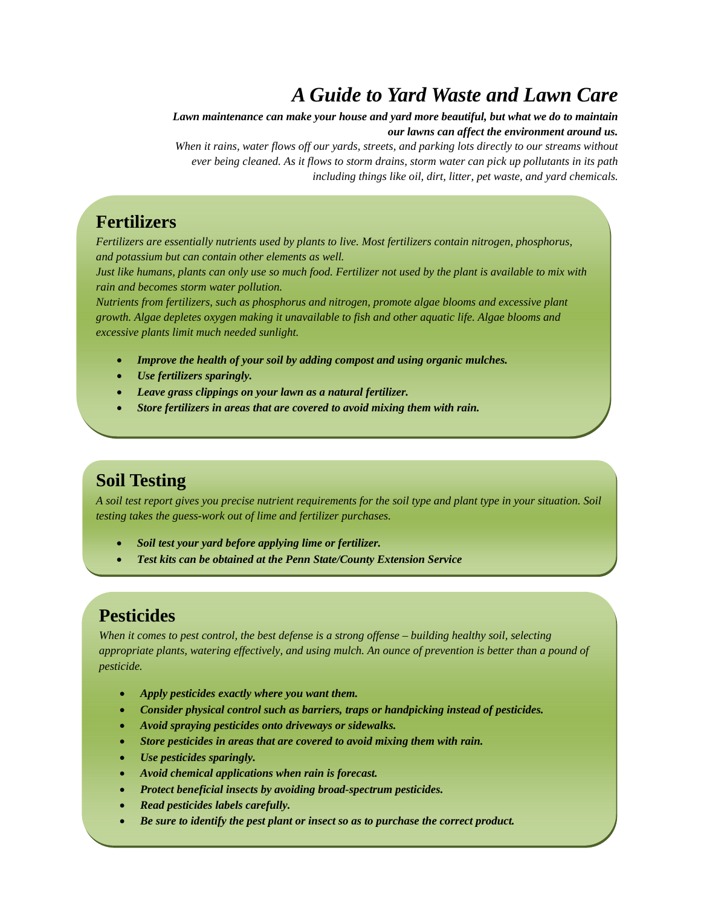# *A Guide to Yard Waste and Lawn Care*

***Lawn maintenance can make your house and yard more beautiful, but what we do to maintain our lawns can affect the environment around us.***

*When it rains, water flows off our yards, streets, and parking lots directly to our streams without ever being cleaned. As it flows to storm drains, storm water can pick up pollutants in its path including things like oil, dirt, litter, pet waste, and yard chemicals.*

## Fertilizers

*Fertilizers are essentially nutrients used by plants to live. Most fertilizers contain nitrogen, phosphorus, and potassium but can contain other elements as well.*

*Just like humans, plants can only use so much food. Fertilizer not used by the plant is available to mix with rain and becomes storm water pollution.*

*Nutrients from fertilizers, such as phosphorus and nitrogen, promote algae blooms and excessive plant growth. Algae depletes oxygen making it unavailable to fish and other aquatic life. Algae blooms and excessive plants limit much needed sunlight.*

- ***Improve the health of your soil by adding compost and using organic mulches.***
- ***Use fertilizers sparingly.***
- ***Leave grass clippings on your lawn as a natural fertilizer.***
- ***Store fertilizers in areas that are covered to avoid mixing them with rain.***

## Soil Testing

*A soil test report gives you precise nutrient requirements for the soil type and plant type in your situation. Soil testing takes the guess-work out of lime and fertilizer purchases.*

- ***Soil test your yard before applying lime or fertilizer.***
- ***Test kits can be obtained at the Penn State/County Extension Service***

## Pesticides

*When it comes to pest control, the best defense is a strong offense – building healthy soil, selecting appropriate plants, watering effectively, and using mulch. An ounce of prevention is better than a pound of pesticide.*

- ***Apply pesticides exactly where you want them.***
- ***Consider physical control such as barriers, traps or handpicking instead of pesticides.***
- ***Avoid spraying pesticides onto driveways or sidewalks.***
- ***Store pesticides in areas that are covered to avoid mixing them with rain.***
- ***Use pesticides sparingly.***
- ***Avoid chemical applications when rain is forecast.***
- ***Protect beneficial insects by avoiding broad-spectrum pesticides.***
- ***Read pesticides labels carefully.***
- ***Be sure to identify the pest plant or insect so as to purchase the correct product.***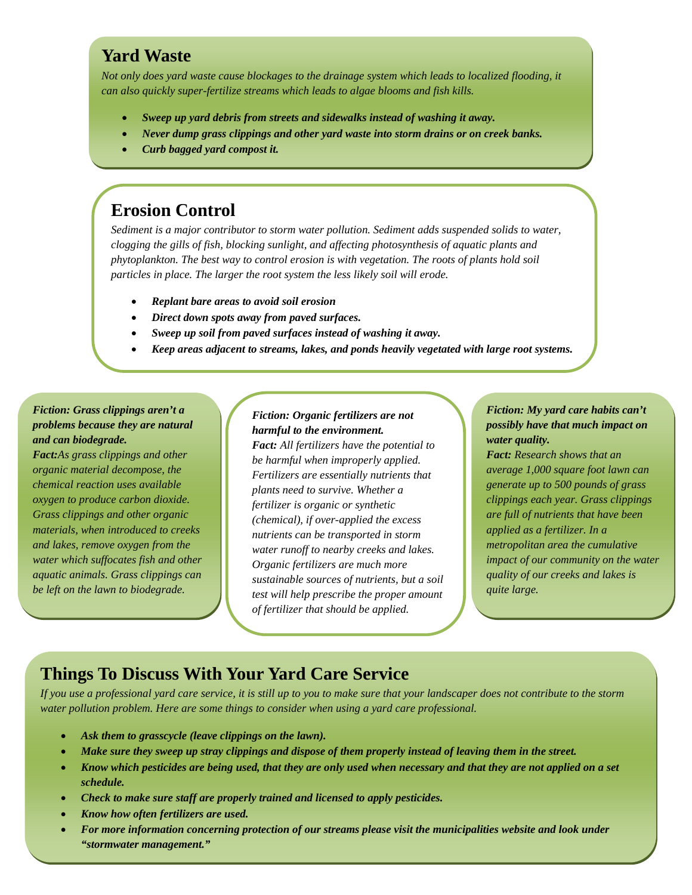## Yard Waste

*Not only does yard waste cause blockages to the drainage system which leads to localized flooding, it can also quickly super-fertilize streams which leads to algae blooms and fish kills.*

- ***Sweep up yard debris from streets and sidewalks instead of washing it away.***
- ***Never dump grass clippings and other yard waste into storm drains or on creek banks.***
- ***Curb bagged yard compost it.***

## Erosion Control

*Sediment is a major contributor to storm water pollution. Sediment adds suspended solids to water, clogging the gills of fish, blocking sunlight, and affecting photosynthesis of aquatic plants and phytoplankton. The best way to control erosion is with vegetation. The roots of plants hold soil particles in place. The larger the root system the less likely soil will erode.*

- ***Replant bare areas to avoid soil erosion***
- ***Direct down spots away from paved surfaces.***
- ***Sweep up soil from paved surfaces instead of washing it away.***
- ***Keep areas adjacent to streams, lakes, and ponds heavily vegetated with large root systems.***

***Fiction: Grass clippings aren't a problems because they are natural and can biodegrade.***
***Fact:****As grass clippings and other organic material decompose, the chemical reaction uses available oxygen to produce carbon dioxide. Grass clippings and other organic materials, when introduced to creeks and lakes, remove oxygen from the water which suffocates fish and other aquatic animals. Grass clippings can be left on the lawn to biodegrade.*

***Fiction: Organic fertilizers are not harmful to the environment.***
***Fact:*** *All fertilizers have the potential to be harmful when improperly applied. Fertilizers are essentially nutrients that plants need to survive. Whether a fertilizer is organic or synthetic (chemical), if over-applied the excess nutrients can be transported in storm water runoff to nearby creeks and lakes. Organic fertilizers are much more sustainable sources of nutrients, but a soil test will help prescribe the proper amount of fertilizer that should be applied.*

***Fiction: My yard care habits can't possibly have that much impact on water quality.***
***Fact:*** *Research shows that an average 1,000 square foot lawn can generate up to 500 pounds of grass clippings each year. Grass clippings are full of nutrients that have been applied as a fertilizer. In a metropolitan area the cumulative impact of our community on the water quality of our creeks and lakes is quite large.*

## Things To Discuss With Your Yard Care Service

*If you use a professional yard care service, it is still up to you to make sure that your landscaper does not contribute to the storm water pollution problem. Here are some things to consider when using a yard care professional.*

- ***Ask them to grasscycle (leave clippings on the lawn).***
- ***Make sure they sweep up stray clippings and dispose of them properly instead of leaving them in the street.***
- ***Know which pesticides are being used, that they are only used when necessary and that they are not applied on a set schedule.***
- ***Check to make sure staff are properly trained and licensed to apply pesticides.***
- ***Know how often fertilizers are used.***
- ***For more information concerning protection of our streams please visit the municipalities website and look under "stormwater management."***